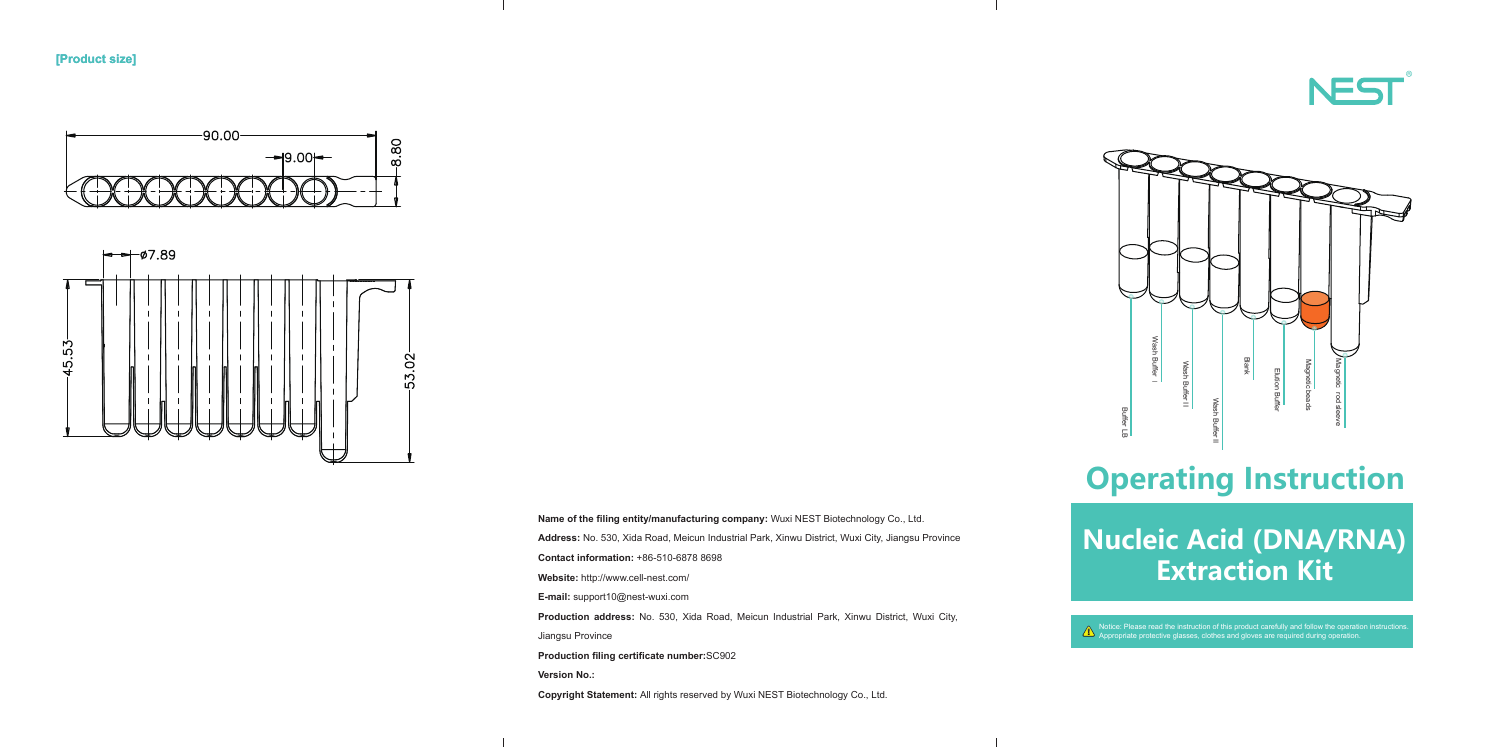**[Product size]**

90.00

9.00

8.80

ø7.89

45.53

53.02

NEST®

Buffer LB

Wash Buffer Ⅰ

Wash Buffer Ⅱ

Wash Buffer Ⅱ

Blank

Elution Buffer

Magnetic beads

Magnetic rod sleeve

# Operating Instruction

# Nucleic Acid (DNA/RNA) Extraction Kit

⚠ Notice: Please read the instruction of this product carefully and follow the operation instructions. Appropriate protective glasses, clothes and gloves are required during operation.

**Name of the filing entity/manufacturing company:** Wuxi NEST Biotechnology Co., Ltd.

**Address:** No. 530, Xida Road, Meicun Industrial Park, Xinwu District, Wuxi City, Jiangsu Province

**Contact information:** +86-510-6878 8698

**Website:** http://www.cell-nest.com/

**E-mail:** support10@nest-wuxi.com

**Production address:** No. 530, Xida Road, Meicun Industrial Park, Xinwu District, Wuxi City, Jiangsu Province

**Production filing certificate number:** SC902

**Version No.:**

**Copyright Statement:** All rights reserved by Wuxi NEST Biotechnology Co., Ltd.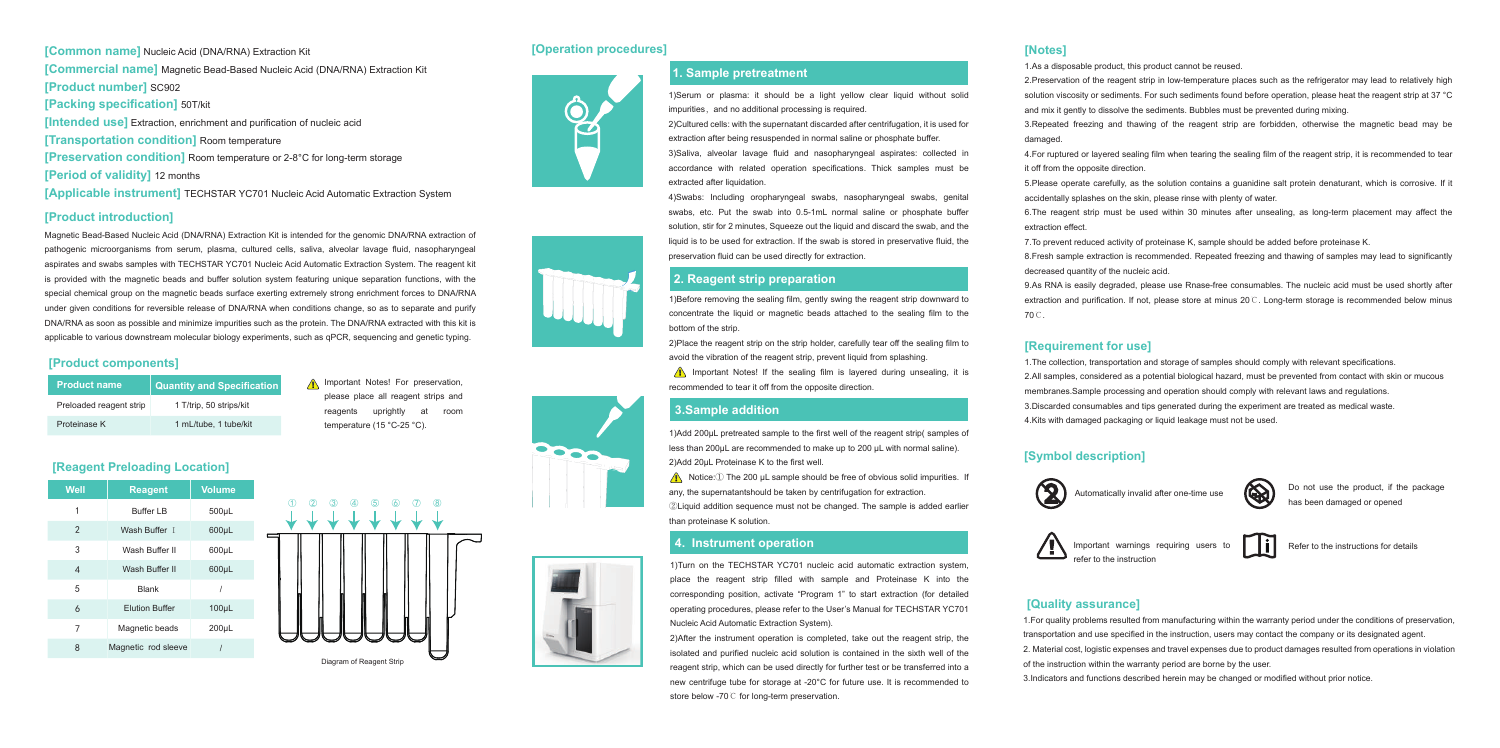**[Common name]** Nucleic Acid (DNA/RNA) Extraction Kit

**[Commercial name]** Magnetic Bead-Based Nucleic Acid (DNA/RNA) Extraction Kit

**[Product number]** SC902

**[Packing specification]** 50T/kit

**[Intended use]** Extraction, enrichment and purification of nucleic acid

**[Transportation condition]** Room temperature

**[Preservation condition]** Room temperature or 2-8°C for long-term storage

**[Period of validity]** 12 months

**[Applicable instrument]** TECHSTAR YC701 Nucleic Acid Automatic Extraction System

## [Product introduction]

Magnetic Bead-Based Nucleic Acid (DNA/RNA) Extraction Kit is intended for the genomic DNA/RNA extraction of pathogenic microorganisms from serum, plasma, cultured cells, saliva, alveolar lavage fluid, nasopharyngeal aspirates and swabs samples with TECHSTAR YC701 Nucleic Acid Automatic Extraction System. The reagent kit is provided with the magnetic beads and buffer solution system featuring unique separation functions, with the special chemical group on the magnetic beads surface exerting extremely strong enrichment forces to DNA/RNA under given conditions for reversible release of DNA/RNA when conditions change, so as to separate and purify DNA/RNA as soon as possible and minimize impurities such as the protein. The DNA/RNA extracted with this kit is applicable to various downstream molecular biology experiments, such as qPCR, sequencing and genetic typing.

## [Product components]

| Product name | Quantity and Specification |
|---|---|
| Preloaded reagent strip | 1 T/trip, 50 strips/kit |
| Proteinase K | 1 mL/tube, 1 tube/kit |

⚠ Important Notes! For preservation, please place all reagent strips and reagents uprightly at room temperature (15 °C-25 °C).

## [Reagent Preloading Location]

| Well | Reagent | Volume |
|---|---|---|
| 1 | Buffer LB | 500μL |
| 2 | Wash Buffer Ⅰ | 600μL |
| 3 | Wash Buffer II | 600μL |
| 4 | Wash Buffer II | 600μL |
| 5 | Blank | / |
| 6 | Elution Buffer | 100μL |
| 7 | Magnetic beads | 200μL |
| 8 | Magnetic rod sleeve | / |

① ② ③ ④ ⑤ ⑥ ⑦ ⑧

Diagram of Reagent Strip

## [Operation procedures]

### 1. Sample pretreatment

1)Serum or plasma: it should be a light yellow clear liquid without solid impurities, and no additional processing is required.

2)Cultured cells: with the supernatant discarded after centrifugation, it is used for extraction after being resuspended in normal saline or phosphate buffer.

3)Saliva, alveolar lavage fluid and nasopharyngeal aspirates: collected in accordance with related operation specifications. Thick samples must be extracted after liquidation.

4)Swabs: Including oropharyngeal swabs, nasopharyngeal swabs, genital swabs, etc. Put the swab into 0.5-1mL normal saline or phosphate buffer solution, stir for 2 minutes, Squeeze out the liquid and discard the swab, and the liquid is to be used for extraction. If the swab is stored in preservative fluid, the preservation fluid can be used directly for extraction.

### 2. Reagent strip preparation

1)Before removing the sealing film, gently swing the reagent strip downward to concentrate the liquid or magnetic beads attached to the sealing film to the bottom of the strip.

2)Place the reagent strip on the strip holder, carefully tear off the sealing film to avoid the vibration of the reagent strip, prevent liquid from splashing.

⚠ Important Notes! If the sealing film is layered during unsealing, it is recommended to tear it off from the opposite direction.

### 3.Sample addition

1)Add 200μL pretreated sample to the first well of the reagent strip( samples of less than 200μL are recommended to make up to 200 μL with normal saline).

2)Add 20μL Proteinase K to the first well.

⚠ Notice:① The 200 μL sample should be free of obvious solid impurities. If any, the supernatantshould be taken by centrifugation for extraction.

②Liquid addition sequence must not be changed. The sample is added earlier than proteinase K solution.

### 4. Instrument operation

1)Turn on the TECHSTAR YC701 nucleic acid automatic extraction system, place the reagent strip filled with sample and Proteinase K into the corresponding position, activate "Program 1" to start extraction (for detailed operating procedures, please refer to the User's Manual for TECHSTAR YC701 Nucleic Acid Automatic Extraction System).

2)After the instrument operation is completed, take out the reagent strip, the isolated and purified nucleic acid solution is contained in the sixth well of the reagent strip, which can be used directly for further test or be transferred into a new centrifuge tube for storage at -20°C for future use. It is recommended to store below -70℃ for long-term preservation.

## [Notes]

1.As a disposable product, this product cannot be reused.

2.Preservation of the reagent strip in low-temperature places such as the refrigerator may lead to relatively high solution viscosity or sediments. For such sediments found before operation, please heat the reagent strip at 37 °C and mix it gently to dissolve the sediments. Bubbles must be prevented during mixing.

3.Repeated freezing and thawing of the reagent strip are forbidden, otherwise the magnetic bead may be damaged.

4.For ruptured or layered sealing film when tearing the sealing film of the reagent strip, it is recommended to tear it off from the opposite direction.

5.Please operate carefully, as the solution contains a guanidine salt protein denaturant, which is corrosive. If it accidentally splashes on the skin, please rinse with plenty of water.

6.The reagent strip must be used within 30 minutes after unsealing, as long-term placement may affect the extraction effect.

7.To prevent reduced activity of proteinase K, sample should be added before proteinase K.

8.Fresh sample extraction is recommended. Repeated freezing and thawing of samples may lead to significantly decreased quantity of the nucleic acid.

9.As RNA is easily degraded, please use Rnase-free consumables. The nucleic acid must be used shortly after extraction and purification. If not, please store at minus 20℃. Long-term storage is recommended below minus 70℃.

## [Requirement for use]

1.The collection, transportation and storage of samples should comply with relevant specifications.

2.All samples, considered as a potential biological hazard, must be prevented from contact with skin or mucous membranes.Sample processing and operation should comply with relevant laws and regulations.

3.Discarded consumables and tips generated during the experiment are treated as medical waste.

4.Kits with damaged packaging or liquid leakage must not be used.

## [Symbol description]

Automatically invalid after one-time use

Do not use the product, if the package has been damaged or opened

Important warnings requiring users to refer to the instruction

Refer to the instructions for details

## [Quality assurance]

1.For quality problems resulted from manufacturing within the warranty period under the conditions of preservation, transportation and use specified in the instruction, users may contact the company or its designated agent.

2. Material cost, logistic expenses and travel expenses due to product damages resulted from operations in violation of the instruction within the warranty period are borne by the user.

3.Indicators and functions described herein may be changed or modified without prior notice.